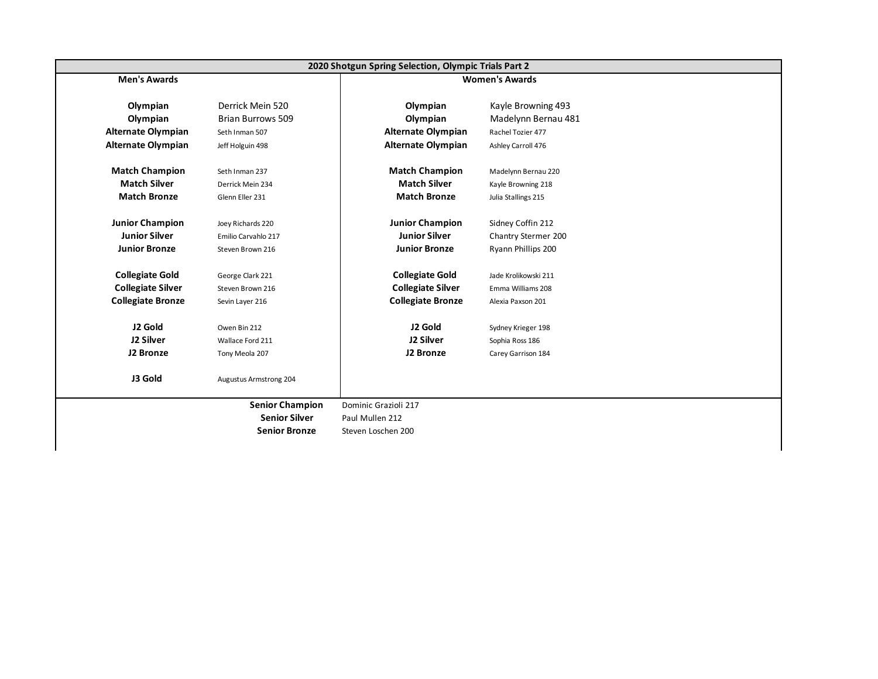# 2020 Shotgun Spring Selection, Olympic Trials Part 2

## Men's Awards

| Award | Name |
|---|---|
| **Olympian** | Derrick Mein 520 |
| **Olympian** | Brian Burrows 509 |
| **Alternate Olympian** | Seth Inman 507 |
| **Alternate Olympian** | Jeff Holguin 498 |
| **Match Champion** | Seth Inman 237 |
| **Match Silver** | Derrick Mein 234 |
| **Match Bronze** | Glenn Eller 231 |
| **Junior Champion** | Joey Richards 220 |
| **Junior Silver** | Emilio Carvahlo 217 |
| **Junior Bronze** | Steven Brown 216 |
| **Collegiate Gold** | George Clark 221 |
| **Collegiate Silver** | Steven Brown 216 |
| **Collegiate Bronze** | Sevin Layer 216 |
| **J2 Gold** | Owen Bin 212 |
| **J2 Silver** | Wallace Ford 211 |
| **J2 Bronze** | Tony Meola 207 |
| **J3 Gold** | Augustus Armstrong 204 |

## Women's Awards

| Award | Name |
|---|---|
| **Olympian** | Kayle Browning 493 |
| **Olympian** | Madelynn Bernau 481 |
| **Alternate Olympian** | Rachel Tozier 477 |
| **Alternate Olympian** | Ashley Carroll 476 |
| **Match Champion** | Madelynn Bernau 220 |
| **Match Silver** | Kayle Browning 218 |
| **Match Bronze** | Julia Stallings 215 |
| **Junior Champion** | Sidney Coffin 212 |
| **Junior Silver** | Chantry Stermer 200 |
| **Junior Bronze** | Ryann Phillips 200 |
| **Collegiate Gold** | Jade Krolikowski 211 |
| **Collegiate Silver** | Emma Williams 208 |
| **Collegiate Bronze** | Alexia Paxson 201 |
| **J2 Gold** | Sydney Krieger 198 |
| **J2 Silver** | Sophia Ross 186 |
| **J2 Bronze** | Carey Garrison 184 |

## Senior Awards

| Award | Name |
|---|---|
| **Senior Champion** | Dominic Grazioli 217 |
| **Senior Silver** | Paul Mullen 212 |
| **Senior Bronze** | Steven Loschen 200 |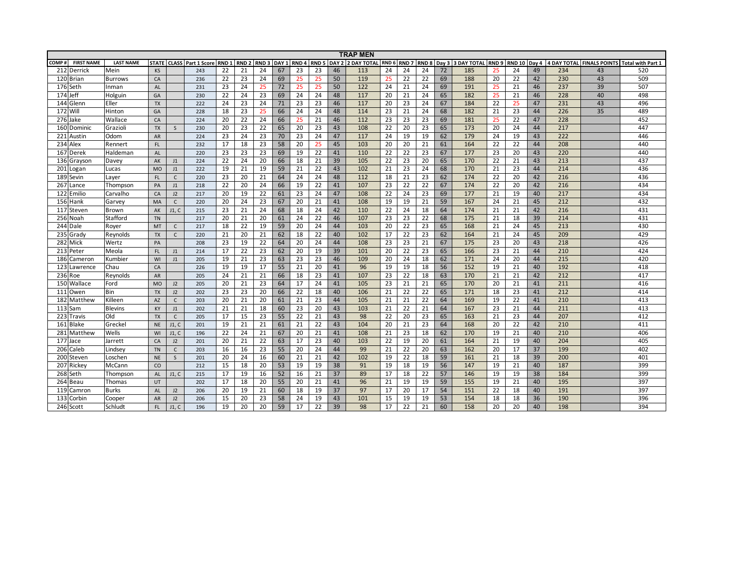# TRAP MEN

| COMP # | FIRST NAME | LAST NAME | STATE | CLASS | Part 1 Score | RND 1 | RND 2 | RND 3 | DAY 1 | RND 4 | RND 5 | DAY 2 | 2 DAY TOTAL | RND 6 | RND 7 | RND 8 | Day 3 | 3 DAY TOTAL | RND 9 | RND 10 | Day 4 | 4 DAY TOTAL | FINALS POINTS | Total with Part 1 |
|---|---|---|---|---|---|---|---|---|---|---|---|---|---|---|---|---|---|---|---|---|---|---|---|---|
| 212 | Derrick | Mein | KS | | 243 | 22 | 21 | 24 | 67 | 23 | 23 | 46 | 113 | 24 | 24 | 24 | 72 | 185 | 25 | 24 | 49 | 234 | 43 | 520 |
| 120 | Brian | Burrows | CA | | 236 | 22 | 23 | 24 | 69 | 25 | 25 | 50 | 119 | 25 | 22 | 22 | 69 | 188 | 20 | 22 | 42 | 230 | 43 | 509 |
| 176 | Seth | Inman | AL | | 231 | 23 | 24 | 25 | 72 | 25 | 25 | 50 | 122 | 24 | 21 | 24 | 69 | 191 | 25 | 21 | 46 | 237 | 39 | 507 |
| 174 | Jeff | Holguin | GA | | 230 | 22 | 24 | 23 | 69 | 24 | 24 | 48 | 117 | 20 | 21 | 24 | 65 | 182 | 25 | 21 | 46 | 228 | 40 | 498 |
| 144 | Glenn | Eller | TX | | 222 | 24 | 23 | 24 | 71 | 23 | 23 | 46 | 117 | 20 | 23 | 24 | 67 | 184 | 22 | 25 | 47 | 231 | 43 | 496 |
| 172 | Will | Hinton | GA | | 228 | 18 | 23 | 25 | 66 | 24 | 24 | 48 | 114 | 23 | 21 | 24 | 68 | 182 | 21 | 23 | 44 | 226 | 35 | 489 |
| 276 | Jake | Wallace | CA | | 224 | 20 | 22 | 24 | 66 | 25 | 21 | 46 | 112 | 23 | 23 | 23 | 69 | 181 | 25 | 22 | 47 | 228 | | 452 |
| 160 | Dominic | Grazioli | TX | S | 230 | 20 | 23 | 22 | 65 | 20 | 23 | 43 | 108 | 22 | 20 | 23 | 65 | 173 | 20 | 24 | 44 | 217 | | 447 |
| 221 | Austin | Odom | AR | | 224 | 23 | 24 | 23 | 70 | 23 | 24 | 47 | 117 | 24 | 19 | 19 | 62 | 179 | 24 | 19 | 43 | 222 | | 446 |
| 234 | Alex | Rennert | FL | | 232 | 17 | 18 | 23 | 58 | 20 | 25 | 45 | 103 | 20 | 20 | 21 | 61 | 164 | 22 | 22 | 44 | 208 | | 440 |
| 167 | Derek | Haldeman | AL | | 220 | 23 | 23 | 23 | 69 | 19 | 22 | 41 | 110 | 22 | 22 | 23 | 67 | 177 | 23 | 20 | 43 | 220 | | 440 |
| 136 | Grayson | Davey | AK | J1 | 224 | 22 | 24 | 20 | 66 | 18 | 21 | 39 | 105 | 22 | 23 | 20 | 65 | 170 | 22 | 21 | 43 | 213 | | 437 |
| 201 | Logan | Lucas | MO | J1 | 222 | 19 | 21 | 19 | 59 | 21 | 22 | 43 | 102 | 21 | 23 | 24 | 68 | 170 | 21 | 23 | 44 | 214 | | 436 |
| 189 | Sevin | Layer | FL | C | 220 | 23 | 20 | 21 | 64 | 24 | 24 | 48 | 112 | 18 | 21 | 23 | 62 | 174 | 22 | 20 | 42 | 216 | | 436 |
| 267 | Lance | Thompson | PA | J1 | 218 | 22 | 20 | 24 | 66 | 19 | 22 | 41 | 107 | 23 | 22 | 22 | 67 | 174 | 22 | 20 | 42 | 216 | | 434 |
| 122 | Emilio | Carvalho | CA | J2 | 217 | 20 | 19 | 22 | 61 | 23 | 24 | 47 | 108 | 22 | 24 | 23 | 69 | 177 | 21 | 19 | 40 | 217 | | 434 |
| 156 | Hank | Garvey | MA | C | 220 | 20 | 24 | 23 | 67 | 20 | 21 | 41 | 108 | 19 | 19 | 21 | 59 | 167 | 24 | 21 | 45 | 212 | | 432 |
| 117 | Steven | Brown | AK | J1, C | 215 | 23 | 21 | 24 | 68 | 18 | 24 | 42 | 110 | 22 | 24 | 18 | 64 | 174 | 21 | 21 | 42 | 216 | | 431 |
| 256 | Noah | Stafford | TN | | 217 | 20 | 21 | 20 | 61 | 24 | 22 | 46 | 107 | 23 | 23 | 22 | 68 | 175 | 21 | 18 | 39 | 214 | | 431 |
| 244 | Dale | Royer | MT | C | 217 | 18 | 22 | 19 | 59 | 20 | 24 | 44 | 103 | 20 | 22 | 23 | 65 | 168 | 21 | 24 | 45 | 213 | | 430 |
| 235 | Grady | Reynolds | TX | C | 220 | 21 | 20 | 21 | 62 | 18 | 22 | 40 | 102 | 17 | 22 | 23 | 62 | 164 | 21 | 24 | 45 | 209 | | 429 |
| 282 | Mick | Wertz | PA | | 208 | 23 | 19 | 22 | 64 | 20 | 24 | 44 | 108 | 23 | 23 | 21 | 67 | 175 | 23 | 20 | 43 | 218 | | 426 |
| 213 | Peter | Meola | FL | J1 | 214 | 17 | 22 | 23 | 62 | 20 | 19 | 39 | 101 | 20 | 22 | 23 | 65 | 166 | 23 | 21 | 44 | 210 | | 424 |
| 186 | Cameron | Kumbier | WI | J1 | 205 | 19 | 21 | 23 | 63 | 23 | 23 | 46 | 109 | 20 | 24 | 18 | 62 | 171 | 24 | 20 | 44 | 215 | | 420 |
| 123 | Lawrence | Chau | CA | | 226 | 19 | 19 | 17 | 55 | 21 | 20 | 41 | 96 | 19 | 19 | 18 | 56 | 152 | 19 | 21 | 40 | 192 | | 418 |
| 236 | Roe | Reynolds | AR | | 205 | 24 | 21 | 21 | 66 | 18 | 23 | 41 | 107 | 23 | 22 | 18 | 63 | 170 | 21 | 21 | 42 | 212 | | 417 |
| 150 | Wallace | Ford | MO | J2 | 205 | 20 | 21 | 23 | 64 | 17 | 24 | 41 | 105 | 23 | 21 | 21 | 65 | 170 | 20 | 21 | 41 | 211 | | 416 |
| 111 | Owen | Bin | TX | J2 | 202 | 23 | 23 | 20 | 66 | 22 | 18 | 40 | 106 | 21 | 22 | 22 | 65 | 171 | 18 | 23 | 41 | 212 | | 414 |
| 182 | Matthew | Killeen | AZ | C | 203 | 20 | 21 | 20 | 61 | 21 | 23 | 44 | 105 | 21 | 21 | 22 | 64 | 169 | 19 | 22 | 41 | 210 | | 413 |
| 113 | Sam | Blevins | KY | J1 | 202 | 21 | 21 | 18 | 60 | 23 | 20 | 43 | 103 | 21 | 22 | 21 | 64 | 167 | 23 | 21 | 44 | 211 | | 413 |
| 223 | Travis | Old | TX | C | 205 | 17 | 15 | 23 | 55 | 22 | 21 | 43 | 98 | 22 | 20 | 23 | 65 | 163 | 21 | 23 | 44 | 207 | | 412 |
| 161 | Blake | Greckel | NE | J1, C | 201 | 19 | 21 | 21 | 61 | 21 | 22 | 43 | 104 | 20 | 21 | 23 | 64 | 168 | 20 | 22 | 42 | 210 | | 411 |
| 281 | Matthew | Wells | WI | J1, C | 196 | 22 | 24 | 21 | 67 | 20 | 21 | 41 | 108 | 21 | 23 | 18 | 62 | 170 | 19 | 21 | 40 | 210 | | 406 |
| 177 | Jace | Jarrett | CA | J2 | 201 | 20 | 21 | 22 | 63 | 17 | 23 | 40 | 103 | 22 | 19 | 20 | 61 | 164 | 21 | 19 | 40 | 204 | | 405 |
| 206 | Caleb | Lindsey | TN | C | 203 | 16 | 16 | 23 | 55 | 20 | 24 | 44 | 99 | 21 | 22 | 20 | 63 | 162 | 20 | 17 | 37 | 199 | | 402 |
| 200 | Steven | Loschen | NE | S | 201 | 20 | 24 | 16 | 60 | 21 | 21 | 42 | 102 | 19 | 22 | 18 | 59 | 161 | 21 | 18 | 39 | 200 | | 401 |
| 207 | Rickey | McCann | CO | | 212 | 15 | 18 | 20 | 53 | 19 | 19 | 38 | 91 | 19 | 18 | 19 | 56 | 147 | 19 | 21 | 40 | 187 | | 399 |
| 268 | Seth | Thompson | AL | J1, C | 215 | 17 | 19 | 16 | 52 | 16 | 21 | 37 | 89 | 17 | 18 | 22 | 57 | 146 | 19 | 19 | 38 | 184 | | 399 |
| 264 | Beau | Thomas | UT | | 202 | 17 | 18 | 20 | 55 | 20 | 21 | 41 | 96 | 21 | 19 | 19 | 59 | 155 | 19 | 21 | 40 | 195 | | 397 |
| 119 | Camron | Burks | AL | J2 | 206 | 20 | 19 | 21 | 60 | 18 | 19 | 37 | 97 | 17 | 20 | 17 | 54 | 151 | 22 | 18 | 40 | 191 | | 397 |
| 133 | Corbin | Cooper | AR | J2 | 206 | 15 | 20 | 23 | 58 | 24 | 19 | 43 | 101 | 15 | 19 | 19 | 53 | 154 | 18 | 18 | 36 | 190 | | 396 |
| 246 | Scott | Schludt | FL | J1, C | 196 | 19 | 20 | 20 | 59 | 17 | 22 | 39 | 98 | 17 | 22 | 21 | 60 | 158 | 20 | 20 | 40 | 198 | | 394 |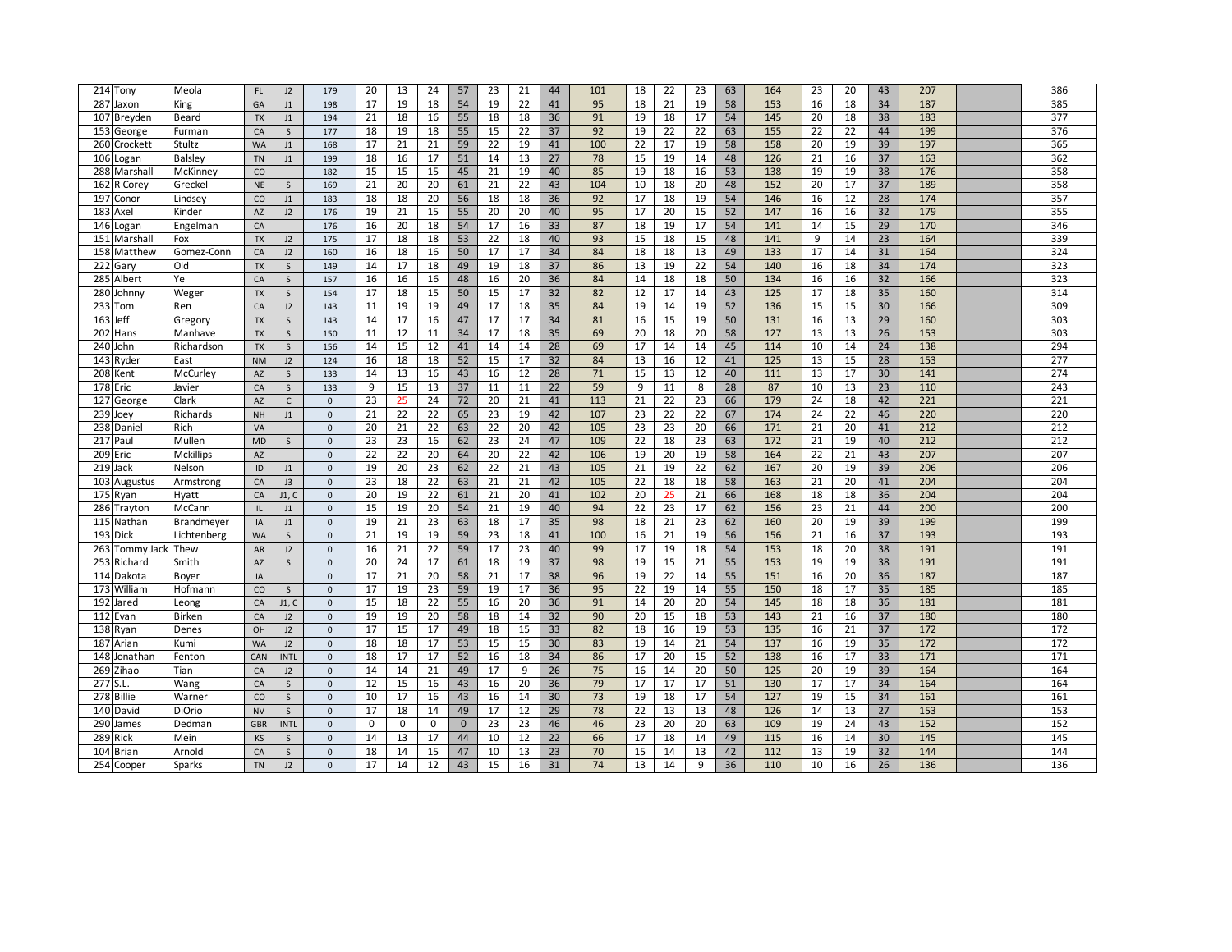| | | | | | | | | | | | | | | | | | | | | | | | | | |
|---|---|---|---|---|---|---|---|---|---|---|---|---|---|---|---|---|---|---|---|---|---|---|---|---|---|
| 214 | Tony | Meola | FL | J2 | 179 | 20 | 13 | 24 | 57 | 23 | 21 | 44 | 101 | 18 | 22 | 23 | 63 | 164 | 23 | 20 | 43 | 207 | | 386 |
| 287 | Jaxon | King | GA | J1 | 198 | 17 | 19 | 18 | 54 | 19 | 22 | 41 | 95 | 18 | 21 | 19 | 58 | 153 | 16 | 18 | 34 | 187 | | 385 |
| 107 | Breyden | Beard | TX | J1 | 194 | 21 | 18 | 16 | 55 | 18 | 18 | 36 | 91 | 19 | 18 | 17 | 54 | 145 | 20 | 18 | 38 | 183 | | 377 |
| 153 | George | Furman | CA | S | 177 | 18 | 19 | 18 | 55 | 15 | 22 | 37 | 92 | 19 | 22 | 22 | 63 | 155 | 22 | 22 | 44 | 199 | | 376 |
| 260 | Crockett | Stultz | WA | J1 | 168 | 17 | 21 | 21 | 59 | 22 | 19 | 41 | 100 | 22 | 17 | 19 | 58 | 158 | 20 | 19 | 39 | 197 | | 365 |
| 106 | Logan | Balsley | TN | J1 | 199 | 18 | 16 | 17 | 51 | 14 | 13 | 27 | 78 | 15 | 19 | 14 | 48 | 126 | 21 | 16 | 37 | 163 | | 362 |
| 288 | Marshall | McKinney | CO | | 182 | 15 | 15 | 15 | 45 | 21 | 19 | 40 | 85 | 19 | 18 | 16 | 53 | 138 | 19 | 19 | 38 | 176 | | 358 |
| 162 | R Corey | Greckel | NE | S | 169 | 21 | 20 | 20 | 61 | 21 | 22 | 43 | 104 | 10 | 18 | 20 | 48 | 152 | 20 | 17 | 37 | 189 | | 358 |
| 197 | Conor | Lindsey | CO | J1 | 183 | 18 | 18 | 20 | 56 | 18 | 18 | 36 | 92 | 17 | 18 | 19 | 54 | 146 | 16 | 12 | 28 | 174 | | 357 |
| 183 | Axel | Kinder | AZ | J2 | 176 | 19 | 21 | 15 | 55 | 20 | 20 | 40 | 95 | 17 | 20 | 15 | 52 | 147 | 16 | 16 | 32 | 179 | | 355 |
| 146 | Logan | Engelman | CA | | 176 | 16 | 20 | 18 | 54 | 17 | 16 | 33 | 87 | 18 | 19 | 17 | 54 | 141 | 14 | 15 | 29 | 170 | | 346 |
| 151 | Marshall | Fox | TX | J2 | 175 | 17 | 18 | 18 | 53 | 22 | 18 | 40 | 93 | 15 | 18 | 15 | 48 | 141 | 9 | 14 | 23 | 164 | | 339 |
| 158 | Matthew | Gomez-Conn | CA | J2 | 160 | 16 | 18 | 16 | 50 | 17 | 17 | 34 | 84 | 18 | 18 | 13 | 49 | 133 | 17 | 14 | 31 | 164 | | 324 |
| 222 | Gary | Old | TX | S | 149 | 14 | 17 | 18 | 49 | 19 | 18 | 37 | 86 | 13 | 19 | 22 | 54 | 140 | 16 | 18 | 34 | 174 | | 323 |
| 285 | Albert | Ye | CA | S | 157 | 16 | 16 | 16 | 48 | 16 | 20 | 36 | 84 | 14 | 18 | 18 | 50 | 134 | 16 | 16 | 32 | 166 | | 323 |
| 280 | Johnny | Weger | TX | S | 154 | 17 | 18 | 15 | 50 | 15 | 17 | 32 | 82 | 12 | 17 | 14 | 43 | 125 | 17 | 18 | 35 | 160 | | 314 |
| 233 | Tom | Ren | CA | J2 | 143 | 11 | 19 | 19 | 49 | 17 | 18 | 35 | 84 | 19 | 14 | 19 | 52 | 136 | 15 | 15 | 30 | 166 | | 309 |
| 163 | Jeff | Gregory | TX | S | 143 | 14 | 17 | 16 | 47 | 17 | 17 | 34 | 81 | 16 | 15 | 19 | 50 | 131 | 16 | 13 | 29 | 160 | | 303 |
| 202 | Hans | Manhave | TX | S | 150 | 11 | 12 | 11 | 34 | 17 | 18 | 35 | 69 | 20 | 18 | 20 | 58 | 127 | 13 | 13 | 26 | 153 | | 303 |
| 240 | John | Richardson | TX | S | 156 | 14 | 15 | 12 | 41 | 14 | 14 | 28 | 69 | 17 | 14 | 14 | 45 | 114 | 10 | 14 | 24 | 138 | | 294 |
| 143 | Ryder | East | NM | J2 | 124 | 16 | 18 | 18 | 52 | 15 | 17 | 32 | 84 | 13 | 16 | 12 | 41 | 125 | 13 | 15 | 28 | 153 | | 277 |
| 208 | Kent | McCurley | AZ | S | 133 | 14 | 13 | 16 | 43 | 16 | 12 | 28 | 71 | 15 | 13 | 12 | 40 | 111 | 13 | 17 | 30 | 141 | | 274 |
| 178 | Eric | Javier | CA | S | 133 | 9 | 15 | 13 | 37 | 11 | 11 | 22 | 59 | 9 | 11 | 8 | 28 | 87 | 10 | 13 | 23 | 110 | | 243 |
| 127 | George | Clark | AZ | C | 0 | 23 | 25 | 24 | 72 | 20 | 21 | 41 | 113 | 21 | 22 | 23 | 66 | 179 | 24 | 18 | 42 | 221 | | 221 |
| 239 | Joey | Richards | NH | J1 | 0 | 21 | 22 | 22 | 65 | 23 | 19 | 42 | 107 | 23 | 22 | 22 | 67 | 174 | 24 | 22 | 46 | 220 | | 220 |
| 238 | Daniel | Rich | VA | | 0 | 20 | 21 | 22 | 63 | 22 | 20 | 42 | 105 | 23 | 23 | 20 | 66 | 171 | 21 | 20 | 41 | 212 | | 212 |
| 217 | Paul | Mullen | MD | S | 0 | 23 | 23 | 16 | 62 | 23 | 24 | 47 | 109 | 22 | 18 | 23 | 63 | 172 | 21 | 19 | 40 | 212 | | 212 |
| 209 | Eric | Mckillips | AZ | | 0 | 22 | 22 | 20 | 64 | 20 | 22 | 42 | 106 | 19 | 20 | 19 | 58 | 164 | 22 | 21 | 43 | 207 | | 207 |
| 219 | Jack | Nelson | ID | J1 | 0 | 19 | 20 | 23 | 62 | 22 | 21 | 43 | 105 | 21 | 19 | 22 | 62 | 167 | 20 | 19 | 39 | 206 | | 206 |
| 103 | Augustus | Armstrong | CA | J3 | 0 | 23 | 18 | 22 | 63 | 21 | 21 | 42 | 105 | 22 | 18 | 18 | 58 | 163 | 21 | 20 | 41 | 204 | | 204 |
| 175 | Ryan | Hyatt | CA | J1, C | 0 | 20 | 19 | 22 | 61 | 21 | 20 | 41 | 102 | 20 | 25 | 21 | 66 | 168 | 18 | 18 | 36 | 204 | | 204 |
| 286 | Trayton | McCann | IL | J1 | 0 | 15 | 19 | 20 | 54 | 21 | 19 | 40 | 94 | 22 | 23 | 17 | 62 | 156 | 23 | 21 | 44 | 200 | | 200 |
| 115 | Nathan | Brandmeyer | IA | J1 | 0 | 19 | 21 | 23 | 63 | 18 | 17 | 35 | 98 | 18 | 21 | 23 | 62 | 160 | 20 | 19 | 39 | 199 | | 199 |
| 193 | Dick | Lichtenberg | WA | S | 0 | 21 | 19 | 19 | 59 | 23 | 18 | 41 | 100 | 16 | 21 | 19 | 56 | 156 | 21 | 16 | 37 | 193 | | 193 |
| 263 | Tommy Jack | Thew | AR | J2 | 0 | 16 | 21 | 22 | 59 | 17 | 23 | 40 | 99 | 17 | 19 | 18 | 54 | 153 | 18 | 20 | 38 | 191 | | 191 |
| 253 | Richard | Smith | AZ | S | 0 | 20 | 24 | 17 | 61 | 18 | 19 | 37 | 98 | 19 | 15 | 21 | 55 | 153 | 19 | 19 | 38 | 191 | | 191 |
| 114 | Dakota | Boyer | IA | | 0 | 17 | 21 | 20 | 58 | 21 | 17 | 38 | 96 | 19 | 22 | 14 | 55 | 151 | 16 | 20 | 36 | 187 | | 187 |
| 173 | William | Hofmann | CO | S | 0 | 17 | 19 | 23 | 59 | 19 | 17 | 36 | 95 | 22 | 19 | 14 | 55 | 150 | 18 | 17 | 35 | 185 | | 185 |
| 192 | Jared | Leong | CA | J1, C | 0 | 15 | 18 | 22 | 55 | 16 | 20 | 36 | 91 | 14 | 20 | 20 | 54 | 145 | 18 | 18 | 36 | 181 | | 181 |
| 112 | Evan | Birken | CA | J2 | 0 | 19 | 19 | 20 | 58 | 18 | 14 | 32 | 90 | 20 | 15 | 18 | 53 | 143 | 21 | 16 | 37 | 180 | | 180 |
| 138 | Ryan | Denes | OH | J2 | 0 | 17 | 15 | 17 | 49 | 18 | 15 | 33 | 82 | 18 | 16 | 19 | 53 | 135 | 16 | 21 | 37 | 172 | | 172 |
| 187 | Arian | Kumi | WA | J2 | 0 | 18 | 18 | 17 | 53 | 15 | 15 | 30 | 83 | 19 | 14 | 21 | 54 | 137 | 16 | 19 | 35 | 172 | | 172 |
| 148 | Jonathan | Fenton | CAN | INTL | 0 | 18 | 17 | 17 | 52 | 16 | 18 | 34 | 86 | 17 | 20 | 15 | 52 | 138 | 16 | 17 | 33 | 171 | | 171 |
| 269 | Zihao | Tian | CA | J2 | 0 | 14 | 14 | 21 | 49 | 17 | 9 | 26 | 75 | 16 | 14 | 20 | 50 | 125 | 20 | 19 | 39 | 164 | | 164 |
| 277 | S.L. | Wang | CA | S | 0 | 12 | 15 | 16 | 43 | 16 | 20 | 36 | 79 | 17 | 17 | 17 | 51 | 130 | 17 | 17 | 34 | 164 | | 164 |
| 278 | Billie | Warner | CO | S | 0 | 10 | 17 | 16 | 43 | 16 | 14 | 30 | 73 | 19 | 18 | 17 | 54 | 127 | 19 | 15 | 34 | 161 | | 161 |
| 140 | David | DiOrio | NV | S | 0 | 17 | 18 | 14 | 49 | 17 | 12 | 29 | 78 | 22 | 13 | 13 | 48 | 126 | 14 | 13 | 27 | 153 | | 153 |
| 290 | James | Dedman | GBR | INTL | 0 | 0 | 0 | 0 | 0 | 23 | 23 | 46 | 46 | 23 | 20 | 20 | 63 | 109 | 19 | 24 | 43 | 152 | | 152 |
| 289 | Rick | Mein | KS | S | 0 | 14 | 13 | 17 | 44 | 10 | 12 | 22 | 66 | 17 | 18 | 14 | 49 | 115 | 16 | 14 | 30 | 145 | | 145 |
| 104 | Brian | Arnold | CA | S | 0 | 18 | 14 | 15 | 47 | 10 | 13 | 23 | 70 | 15 | 14 | 13 | 42 | 112 | 13 | 19 | 32 | 144 | | 144 |
| 254 | Cooper | Sparks | TN | J2 | 0 | 17 | 14 | 12 | 43 | 15 | 16 | 31 | 74 | 13 | 14 | 9 | 36 | 110 | 10 | 16 | 26 | 136 | | 136 |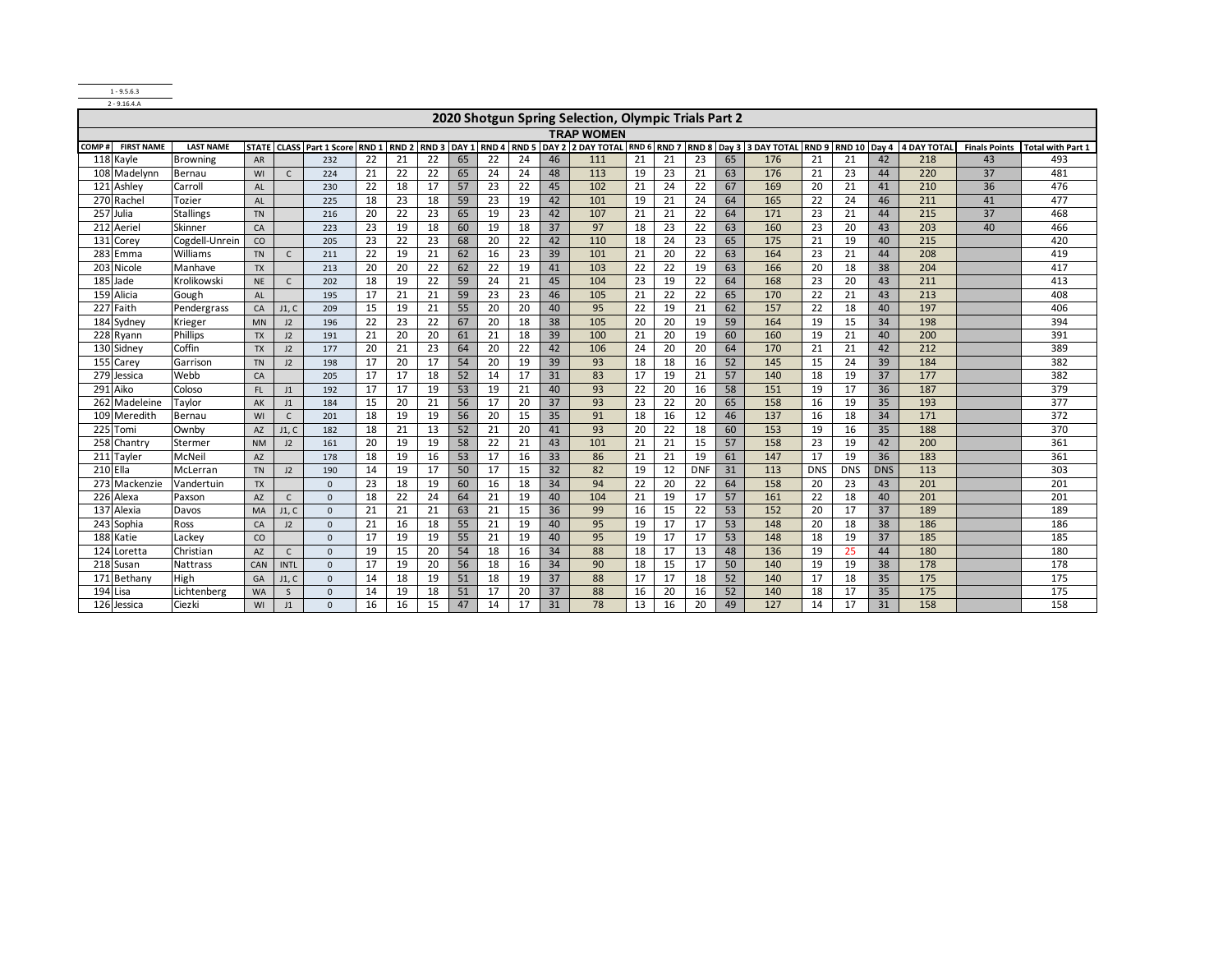1 - 9.5.6.3

2 - 9.16.4.A

## 2020 Shotgun Spring Selection, Olympic Trials Part 2

### TRAP WOMEN

| COMP # | FIRST NAME | LAST NAME | STATE | CLASS | Part 1 Score | RND 1 | RND 2 | RND 3 | DAY 1 | RND 4 | RND 5 | DAY 2 | 2 DAY TOTAL | RND 6 | RND 7 | RND 8 | Day 3 | 3 DAY TOTAL | RND 9 | RND 10 | Day 4 | 4 DAY TOTAL | Finals Points | Total with Part 1 |
|---|---|---|---|---|---|---|---|---|---|---|---|---|---|---|---|---|---|---|---|---|---|---|---|---|
| 118 | Kayle | Browning | AR | | 232 | 22 | 21 | 22 | 65 | 22 | 24 | 46 | 111 | 21 | 21 | 23 | 65 | 176 | 21 | 21 | 42 | 218 | 43 | 493 |
| 108 | Madelynn | Bernau | WI | C | 224 | 21 | 22 | 22 | 65 | 24 | 24 | 48 | 113 | 19 | 23 | 21 | 63 | 176 | 21 | 23 | 44 | 220 | 37 | 481 |
| 121 | Ashley | Carroll | AL | | 230 | 22 | 18 | 17 | 57 | 23 | 22 | 45 | 102 | 21 | 24 | 22 | 67 | 169 | 20 | 21 | 41 | 210 | 36 | 476 |
| 270 | Rachel | Tozier | AL | | 225 | 18 | 23 | 18 | 59 | 23 | 19 | 42 | 101 | 19 | 21 | 24 | 64 | 165 | 22 | 24 | 46 | 211 | 41 | 477 |
| 257 | Julia | Stallings | TN | | 216 | 20 | 22 | 23 | 65 | 19 | 23 | 42 | 107 | 21 | 21 | 22 | 64 | 171 | 23 | 21 | 44 | 215 | 37 | 468 |
| 212 | Aeriel | Skinner | CA | | 223 | 23 | 19 | 18 | 60 | 19 | 18 | 37 | 97 | 18 | 23 | 22 | 63 | 160 | 23 | 20 | 43 | 203 | 40 | 466 |
| 131 | Corey | Cogdell-Unrein | CO | | 205 | 23 | 22 | 23 | 68 | 20 | 22 | 42 | 110 | 18 | 24 | 23 | 65 | 175 | 21 | 19 | 40 | 215 | | 420 |
| 283 | Emma | Williams | TN | C | 211 | 22 | 19 | 21 | 62 | 16 | 23 | 39 | 101 | 21 | 20 | 22 | 63 | 164 | 23 | 21 | 44 | 208 | | 419 |
| 203 | Nicole | Manhave | TX | | 213 | 20 | 20 | 22 | 62 | 22 | 19 | 41 | 103 | 22 | 22 | 19 | 63 | 166 | 20 | 18 | 38 | 204 | | 417 |
| 185 | Jade | Krolikowski | NE | C | 202 | 18 | 19 | 22 | 59 | 24 | 21 | 45 | 104 | 23 | 19 | 22 | 64 | 168 | 23 | 20 | 43 | 211 | | 413 |
| 159 | Alicia | Gough | AL | | 195 | 17 | 21 | 21 | 59 | 23 | 23 | 46 | 105 | 21 | 22 | 22 | 65 | 170 | 22 | 21 | 43 | 213 | | 408 |
| 227 | Faith | Pendergrass | CA | J1, C | 209 | 15 | 19 | 21 | 55 | 20 | 20 | 40 | 95 | 22 | 19 | 21 | 62 | 157 | 22 | 18 | 40 | 197 | | 406 |
| 184 | Sydney | Krieger | MN | J2 | 196 | 22 | 23 | 22 | 67 | 20 | 18 | 38 | 105 | 20 | 20 | 19 | 59 | 164 | 19 | 15 | 34 | 198 | | 394 |
| 228 | Ryann | Phillips | TX | J2 | 191 | 21 | 20 | 20 | 61 | 21 | 18 | 39 | 100 | 21 | 20 | 19 | 60 | 160 | 19 | 21 | 40 | 200 | | 391 |
| 130 | Sidney | Coffin | TX | J2 | 177 | 20 | 21 | 23 | 64 | 20 | 22 | 42 | 106 | 24 | 20 | 20 | 64 | 170 | 21 | 21 | 42 | 212 | | 389 |
| 155 | Carey | Garrison | TN | J2 | 198 | 17 | 20 | 17 | 54 | 20 | 19 | 39 | 93 | 18 | 18 | 16 | 52 | 145 | 15 | 24 | 39 | 184 | | 382 |
| 279 | Jessica | Webb | CA | | 205 | 17 | 17 | 18 | 52 | 14 | 17 | 31 | 83 | 17 | 19 | 21 | 57 | 140 | 18 | 19 | 37 | 177 | | 382 |
| 291 | Aiko | Coloso | FL | J1 | 192 | 17 | 17 | 19 | 53 | 19 | 21 | 40 | 93 | 22 | 20 | 16 | 58 | 151 | 19 | 17 | 36 | 187 | | 379 |
| 262 | Madeleine | Taylor | AK | J1 | 184 | 15 | 20 | 21 | 56 | 17 | 20 | 37 | 93 | 23 | 22 | 20 | 65 | 158 | 16 | 19 | 35 | 193 | | 377 |
| 109 | Meredith | Bernau | WI | C | 201 | 18 | 19 | 19 | 56 | 20 | 15 | 35 | 91 | 18 | 16 | 12 | 46 | 137 | 16 | 18 | 34 | 171 | | 372 |
| 225 | Tomi | Ownby | AZ | J1, C | 182 | 18 | 21 | 13 | 52 | 21 | 20 | 41 | 93 | 20 | 22 | 18 | 60 | 153 | 19 | 16 | 35 | 188 | | 370 |
| 258 | Chantry | Stermer | NM | J2 | 161 | 20 | 19 | 19 | 58 | 22 | 21 | 43 | 101 | 21 | 21 | 15 | 57 | 158 | 23 | 19 | 42 | 200 | | 361 |
| 211 | Tayler | McNeil | AZ | | 178 | 18 | 19 | 16 | 53 | 17 | 16 | 33 | 86 | 21 | 21 | 19 | 61 | 147 | 17 | 19 | 36 | 183 | | 361 |
| 210 | Ella | McLerran | TN | J2 | 190 | 14 | 19 | 17 | 50 | 17 | 15 | 32 | 82 | 19 | 12 | DNF | 31 | 113 | DNS | DNS | DNS | 113 | | 303 |
| 273 | Mackenzie | Vandertuin | TX | | 0 | 23 | 18 | 19 | 60 | 16 | 18 | 34 | 94 | 22 | 20 | 22 | 64 | 158 | 20 | 23 | 43 | 201 | | 201 |
| 226 | Alexa | Paxson | AZ | C | 0 | 18 | 22 | 24 | 64 | 21 | 19 | 40 | 104 | 21 | 19 | 17 | 57 | 161 | 22 | 18 | 40 | 201 | | 201 |
| 137 | Alexia | Davos | MA | J1, C | 0 | 21 | 21 | 21 | 63 | 21 | 15 | 36 | 99 | 16 | 15 | 22 | 53 | 152 | 20 | 17 | 37 | 189 | | 189 |
| 243 | Sophia | Ross | CA | J2 | 0 | 21 | 16 | 18 | 55 | 21 | 19 | 40 | 95 | 19 | 17 | 17 | 53 | 148 | 20 | 18 | 38 | 186 | | 186 |
| 188 | Katie | Lackey | CO | | 0 | 17 | 19 | 19 | 55 | 21 | 19 | 40 | 95 | 19 | 17 | 17 | 53 | 148 | 18 | 19 | 37 | 185 | | 185 |
| 124 | Loretta | Christian | AZ | C | 0 | 19 | 15 | 20 | 54 | 18 | 16 | 34 | 88 | 18 | 17 | 13 | 48 | 136 | 19 | 25 | 44 | 180 | | 180 |
| 218 | Susan | Nattrass | CAN | INTL | 0 | 17 | 19 | 20 | 56 | 18 | 16 | 34 | 90 | 18 | 15 | 17 | 50 | 140 | 19 | 19 | 38 | 178 | | 178 |
| 171 | Bethany | High | GA | J1, C | 0 | 14 | 18 | 19 | 51 | 18 | 19 | 37 | 88 | 17 | 17 | 18 | 52 | 140 | 17 | 18 | 35 | 175 | | 175 |
| 194 | Lisa | Lichtenberg | WA | S | 0 | 14 | 19 | 18 | 51 | 17 | 20 | 37 | 88 | 16 | 20 | 16 | 52 | 140 | 18 | 17 | 35 | 175 | | 175 |
| 126 | Jessica | Ciezki | WI | J1 | 0 | 16 | 16 | 15 | 47 | 14 | 17 | 31 | 78 | 13 | 16 | 20 | 49 | 127 | 14 | 17 | 31 | 158 | | 158 |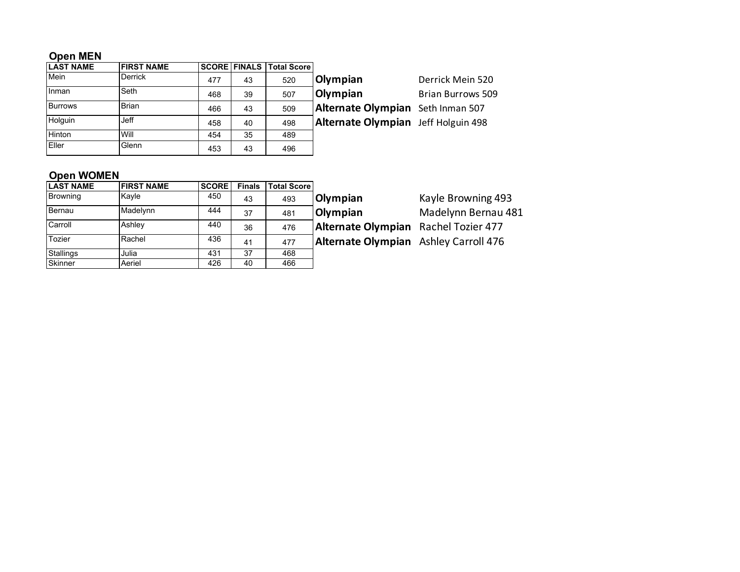### Open MEN

| LAST NAME | FIRST NAME | SCORE | FINALS | Total Score |
|---|---|---|---|---|
| Mein | Derrick | 477 | 43 | 520 |
| Inman | Seth | 468 | 39 | 507 |
| Burrows | Brian | 466 | 43 | 509 |
| Holguin | Jeff | 458 | 40 | 498 |
| Hinton | Will | 454 | 35 | 489 |
| Eller | Glenn | 453 | 43 | 496 |

**Olympian** Derrick Mein 520

**Olympian** Brian Burrows 509

**Alternate Olympian** Seth Inman 507

**Alternate Olympian** Jeff Holguin 498

### Open WOMEN

| LAST NAME | FIRST NAME | SCORE | Finals | Total Score |
|---|---|---|---|---|
| Browning | Kayle | 450 | 43 | 493 |
| Bernau | Madelynn | 444 | 37 | 481 |
| Carroll | Ashley | 440 | 36 | 476 |
| Tozier | Rachel | 436 | 41 | 477 |
| Stallings | Julia | 431 | 37 | 468 |
| Skinner | Aeriel | 426 | 40 | 466 |

**Olympian** Kayle Browning 493

**Olympian** Madelynn Bernau 481

**Alternate Olympian** Rachel Tozier 477

**Alternate Olympian** Ashley Carroll 476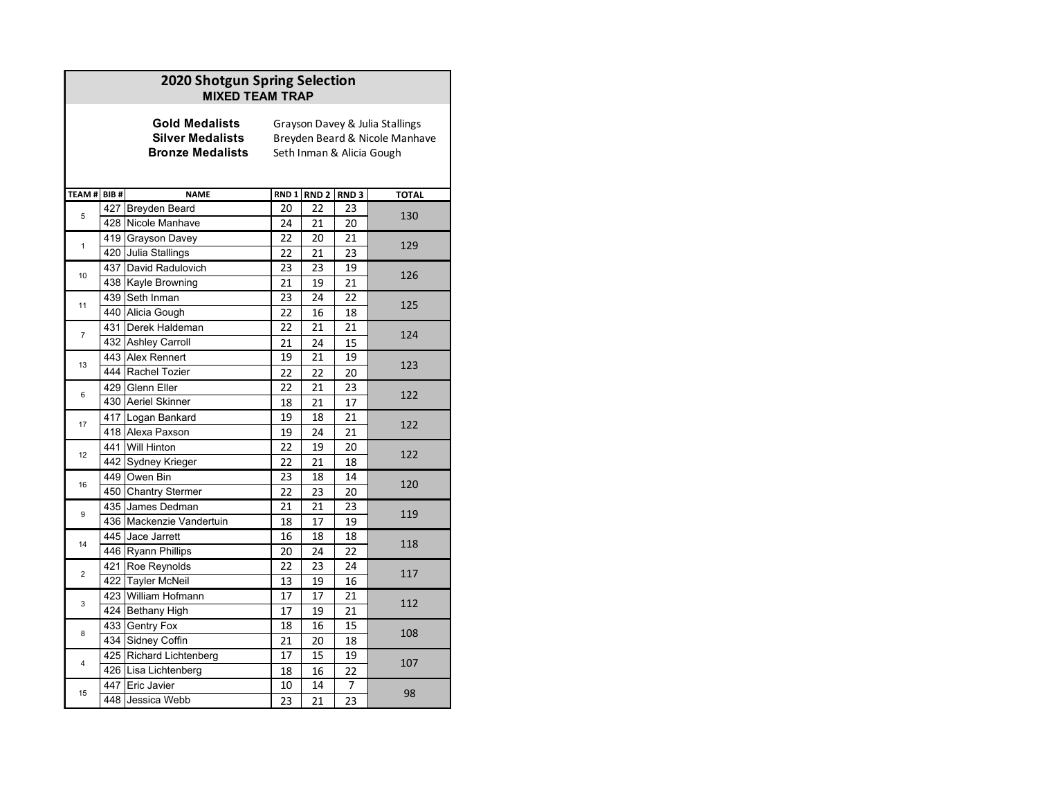# 2020 Shotgun Spring Selection

## MIXED TEAM TRAP

**Gold Medalists** Grayson Davey & Julia Stallings
**Silver Medalists** Breyden Beard & Nicole Manhave
**Bronze Medalists** Seth Inman & Alicia Gough

| TEAM # | BIB # | NAME | RND 1 | RND 2 | RND 3 | TOTAL |
|---|---|---|---|---|---|---|
| 5 | 427 | Breyden Beard | 20 | 22 | 23 | 130 |
| | 428 | Nicole Manhave | 24 | 21 | 20 | |
| 1 | 419 | Grayson Davey | 22 | 20 | 21 | 129 |
| | 420 | Julia Stallings | 22 | 21 | 23 | |
| 10 | 437 | David Radulovich | 23 | 23 | 19 | 126 |
| | 438 | Kayle Browning | 21 | 19 | 21 | |
| 11 | 439 | Seth Inman | 23 | 24 | 22 | 125 |
| | 440 | Alicia Gough | 22 | 16 | 18 | |
| 7 | 431 | Derek Haldeman | 22 | 21 | 21 | 124 |
| | 432 | Ashley Carroll | 21 | 24 | 15 | |
| 13 | 443 | Alex Rennert | 19 | 21 | 19 | 123 |
| | 444 | Rachel Tozier | 22 | 22 | 20 | |
| 6 | 429 | Glenn Eller | 22 | 21 | 23 | 122 |
| | 430 | Aeriel Skinner | 18 | 21 | 17 | |
| 17 | 417 | Logan Bankard | 19 | 18 | 21 | 122 |
| | 418 | Alexa Paxson | 19 | 24 | 21 | |
| 12 | 441 | Will Hinton | 22 | 19 | 20 | 122 |
| | 442 | Sydney Krieger | 22 | 21 | 18 | |
| 16 | 449 | Owen Bin | 23 | 18 | 14 | 120 |
| | 450 | Chantry Stermer | 22 | 23 | 20 | |
| 9 | 435 | James Dedman | 21 | 21 | 23 | 119 |
| | 436 | Mackenzie Vandertuin | 18 | 17 | 19 | |
| 14 | 445 | Jace Jarrett | 16 | 18 | 18 | 118 |
| | 446 | Ryann Phillips | 20 | 24 | 22 | |
| 2 | 421 | Roe Reynolds | 22 | 23 | 24 | 117 |
| | 422 | Tayler McNeil | 13 | 19 | 16 | |
| 3 | 423 | William Hofmann | 17 | 17 | 21 | 112 |
| | 424 | Bethany High | 17 | 19 | 21 | |
| 8 | 433 | Gentry Fox | 18 | 16 | 15 | 108 |
| | 434 | Sidney Coffin | 21 | 20 | 18 | |
| 4 | 425 | Richard Lichtenberg | 17 | 15 | 19 | 107 |
| | 426 | Lisa Lichtenberg | 18 | 16 | 22 | |
| 15 | 447 | Eric Javier | 10 | 14 | 7 | 98 |
| | 448 | Jessica Webb | 23 | 21 | 23 | |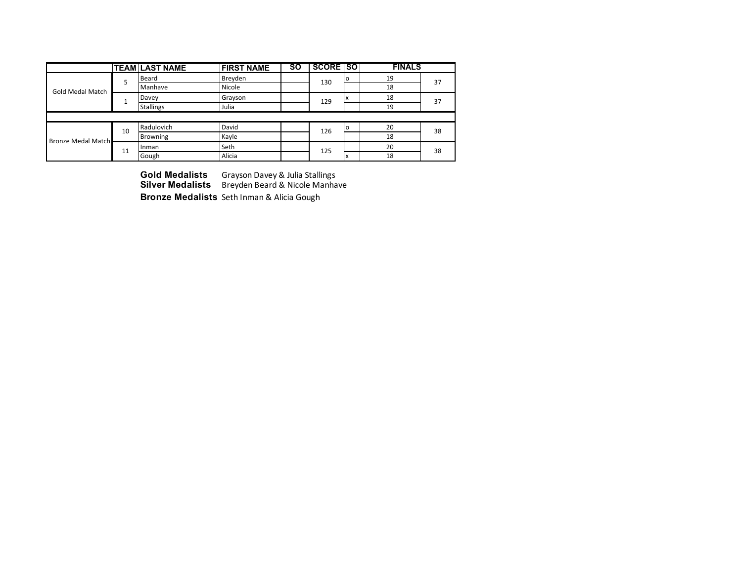| | TEAM | LAST NAME | FIRST NAME | SO | SCORE | SO | FINALS | |
|---|---|---|---|---|---|---|---|---|
| Gold Medal Match | 5 | Beard | Breyden | | 130 | o | 19 | 37 |
| | | Manhave | Nicole | | | | 18 | |
| | 1 | Davey | Grayson | | 129 | x | 18 | 37 |
| | | Stallings | Julia | | | | 19 | |
| | | | | | | | | |
| Bronze Medal Match | 10 | Radulovich | David | | 126 | o | 20 | 38 |
| | | Browning | Kayle | | | | 18 | |
| | 11 | Inman | Seth | | 125 | | 20 | 38 |
| | | Gough | Alicia | | | x | 18 | |

**Gold Medalists** Grayson Davey & Julia Stallings
**Silver Medalists** Breyden Beard & Nicole Manhave
**Bronze Medalists** Seth Inman & Alicia Gough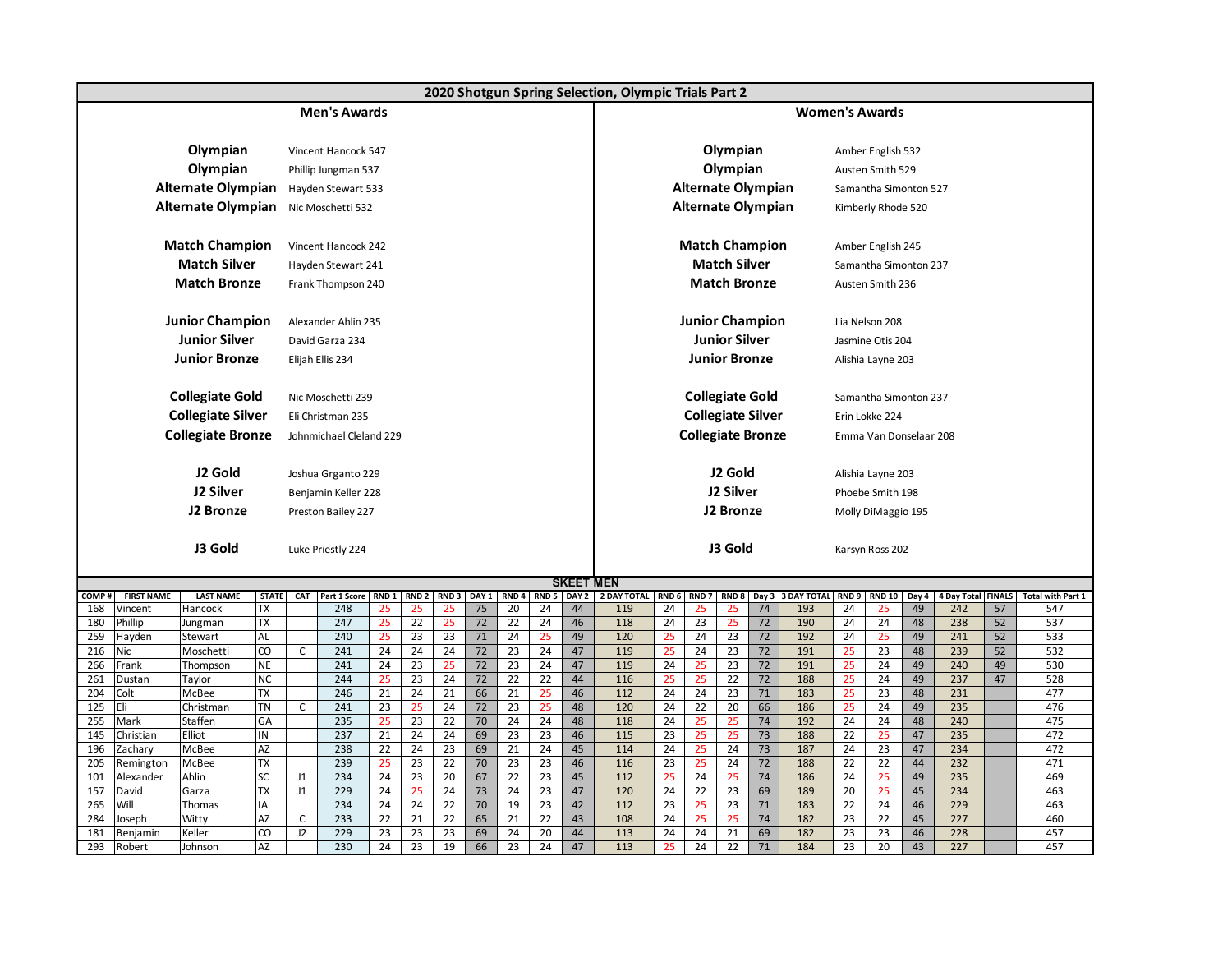# 2020 Shotgun Spring Selection, Olympic Trials Part 2

## Men's Awards

| Award | Name |
|---|---|
| Olympian | Vincent Hancock 547 |
| Olympian | Phillip Jungman 537 |
| Alternate Olympian | Hayden Stewart 533 |
| Alternate Olympian | Nic Moschetti 532 |
| Match Champion | Vincent Hancock 242 |
| Match Silver | Hayden Stewart 241 |
| Match Bronze | Frank Thompson 240 |
| Junior Champion | Alexander Ahlin 235 |
| Junior Silver | David Garza 234 |
| Junior Bronze | Elijah Ellis 234 |
| Collegiate Gold | Nic Moschetti 239 |
| Collegiate Silver | Eli Christman 235 |
| Collegiate Bronze | Johnmichael Cleland 229 |
| J2 Gold | Joshua Grganto 229 |
| J2 Silver | Benjamin Keller 228 |
| J2 Bronze | Preston Bailey 227 |
| J3 Gold | Luke Priestly 224 |

## Women's Awards

| Award | Name |
|---|---|
| Olympian | Amber English 532 |
| Olympian | Austen Smith 529 |
| Alternate Olympian | Samantha Simonton 527 |
| Alternate Olympian | Kimberly Rhode 520 |
| Match Champion | Amber English 245 |
| Match Silver | Samantha Simonton 237 |
| Match Bronze | Austen Smith 236 |
| Junior Champion | Lia Nelson 208 |
| Junior Silver | Jasmine Otis 204 |
| Junior Bronze | Alishia Layne 203 |
| Collegiate Gold | Samantha Simonton 237 |
| Collegiate Silver | Erin Lokke 224 |
| Collegiate Bronze | Emma Van Donselaar 208 |
| J2 Gold | Alishia Layne 203 |
| J2 Silver | Phoebe Smith 198 |
| J2 Bronze | Molly DiMaggio 195 |
| J3 Gold | Karsyn Ross 202 |

## SKEET MEN

| COMP # | FIRST NAME | LAST NAME | STATE | CAT | Part 1 Score | RND 1 | RND 2 | RND 3 | DAY 1 | RND 4 | RND 5 | DAY 2 | 2 DAY TOTAL | RND 6 | RND 7 | RND 8 | Day 3 | 3 DAY TOTAL | RND 9 | RND 10 | Day 4 | 4 Day Total | FINALS | Total with Part 1 |
|---|---|---|---|---|---|---|---|---|---|---|---|---|---|---|---|---|---|---|---|---|---|---|---|---|
| 168 | Vincent | Hancock | TX | | 248 | 25 | 25 | 25 | 75 | 20 | 24 | 44 | 119 | 24 | 25 | 25 | 74 | 193 | 24 | 25 | 49 | 242 | 57 | 547 |
| 180 | Phillip | Jungman | TX | | 247 | 25 | 22 | 25 | 72 | 22 | 24 | 46 | 118 | 24 | 23 | 25 | 72 | 190 | 24 | 24 | 48 | 238 | 52 | 537 |
| 259 | Hayden | Stewart | AL | | 240 | 25 | 23 | 23 | 71 | 24 | 25 | 49 | 120 | 25 | 24 | 23 | 72 | 192 | 24 | 25 | 49 | 241 | 52 | 533 |
| 216 | Nic | Moschetti | CO | C | 241 | 24 | 24 | 24 | 72 | 23 | 24 | 47 | 119 | 25 | 24 | 23 | 72 | 191 | 25 | 23 | 48 | 239 | 52 | 532 |
| 266 | Frank | Thompson | NE | | 241 | 24 | 23 | 25 | 72 | 23 | 24 | 47 | 119 | 24 | 25 | 23 | 72 | 191 | 25 | 24 | 49 | 240 | 49 | 530 |
| 261 | Dustan | Taylor | NC | | 244 | 25 | 23 | 24 | 72 | 22 | 22 | 44 | 116 | 25 | 25 | 22 | 72 | 188 | 25 | 24 | 49 | 237 | 47 | 528 |
| 204 | Colt | McBee | TX | | 246 | 21 | 24 | 21 | 66 | 21 | 25 | 46 | 112 | 24 | 24 | 23 | 71 | 183 | 25 | 23 | 48 | 231 | | 477 |
| 125 | Eli | Christman | TN | C | 241 | 23 | 25 | 24 | 72 | 23 | 25 | 48 | 120 | 24 | 22 | 20 | 66 | 186 | 25 | 24 | 49 | 235 | | 476 |
| 255 | Mark | Staffen | GA | | 235 | 25 | 23 | 22 | 70 | 24 | 24 | 48 | 118 | 24 | 25 | 25 | 74 | 192 | 24 | 24 | 48 | 240 | | 475 |
| 145 | Christian | Elliot | IN | | 237 | 21 | 24 | 24 | 69 | 23 | 23 | 46 | 115 | 23 | 25 | 25 | 73 | 188 | 22 | 25 | 47 | 235 | | 472 |
| 196 | Zachary | McBee | AZ | | 238 | 22 | 24 | 23 | 69 | 21 | 24 | 45 | 114 | 24 | 25 | 24 | 73 | 187 | 24 | 23 | 47 | 234 | | 472 |
| 205 | Remington | McBee | TX | | 239 | 25 | 23 | 22 | 70 | 23 | 23 | 46 | 116 | 23 | 25 | 24 | 72 | 188 | 22 | 22 | 44 | 232 | | 471 |
| 101 | Alexander | Ahlin | SC | J1 | 234 | 24 | 23 | 20 | 67 | 22 | 23 | 45 | 112 | 25 | 24 | 25 | 74 | 186 | 24 | 25 | 49 | 235 | | 469 |
| 157 | David | Garza | TX | J1 | 229 | 24 | 25 | 24 | 73 | 24 | 23 | 47 | 120 | 24 | 22 | 23 | 69 | 189 | 20 | 25 | 45 | 234 | | 463 |
| 265 | Will | Thomas | IA | | 234 | 24 | 24 | 22 | 70 | 19 | 23 | 42 | 112 | 23 | 25 | 23 | 71 | 183 | 22 | 24 | 46 | 229 | | 463 |
| 284 | Joseph | Witty | AZ | C | 233 | 22 | 21 | 22 | 65 | 21 | 22 | 43 | 108 | 24 | 25 | 25 | 74 | 182 | 23 | 22 | 45 | 227 | | 460 |
| 181 | Benjamin | Keller | CO | J2 | 229 | 23 | 23 | 23 | 69 | 24 | 20 | 44 | 113 | 24 | 24 | 21 | 69 | 182 | 23 | 23 | 46 | 228 | | 457 |
| 293 | Robert | Johnson | AZ | | 230 | 24 | 23 | 19 | 66 | 23 | 24 | 47 | 113 | 25 | 24 | 22 | 71 | 184 | 23 | 20 | 43 | 227 | | 457 |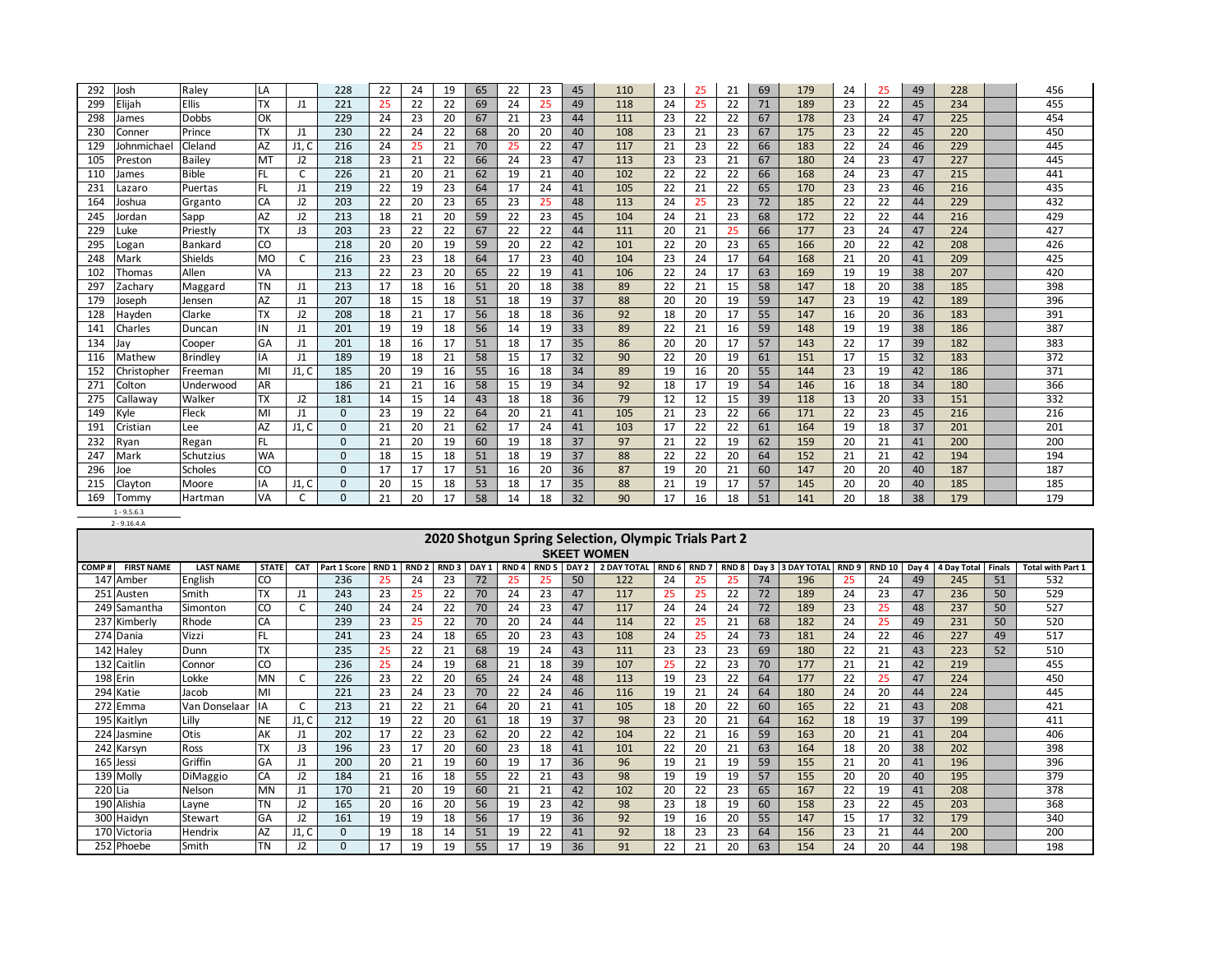| | | | | | | | | | | | | | | | | | | | | | | | | | | |
|---|---|---|---|---|---|---|---|---|---|---|---|---|---|---|---|---|---|---|---|---|---|---|---|---|---|---|
| 292 | Josh | Raley | LA | | 228 | 22 | 24 | 19 | 65 | 22 | 23 | 45 | 110 | 23 | 25 | 21 | 69 | 179 | 24 | 25 | 49 | 228 | | 456 |
| 299 | Elijah | Ellis | TX | J1 | 221 | 25 | 22 | 22 | 69 | 24 | 25 | 49 | 118 | 24 | 25 | 22 | 71 | 189 | 23 | 22 | 45 | 234 | | 455 |
| 298 | James | Dobbs | OK | | 229 | 24 | 23 | 20 | 67 | 21 | 23 | 44 | 111 | 23 | 22 | 22 | 67 | 178 | 23 | 24 | 47 | 225 | | 454 |
| 230 | Conner | Prince | TX | J1 | 230 | 22 | 24 | 22 | 68 | 20 | 20 | 40 | 108 | 23 | 21 | 23 | 67 | 175 | 23 | 22 | 45 | 220 | | 450 |
| 129 | Johnmichael | Cleland | AZ | J1, C | 216 | 24 | 25 | 21 | 70 | 25 | 22 | 47 | 117 | 21 | 23 | 22 | 66 | 183 | 22 | 24 | 46 | 229 | | 445 |
| 105 | Preston | Bailey | MT | J2 | 218 | 23 | 21 | 22 | 66 | 24 | 23 | 47 | 113 | 23 | 23 | 21 | 67 | 180 | 24 | 23 | 47 | 227 | | 445 |
| 110 | James | Bible | FL | C | 226 | 21 | 20 | 21 | 62 | 19 | 21 | 40 | 102 | 22 | 22 | 22 | 66 | 168 | 24 | 23 | 47 | 215 | | 441 |
| 231 | Lazaro | Puertas | FL | J1 | 219 | 22 | 19 | 23 | 64 | 17 | 24 | 41 | 105 | 22 | 21 | 22 | 65 | 170 | 23 | 23 | 46 | 216 | | 435 |
| 164 | Joshua | Grganto | CA | J2 | 203 | 22 | 20 | 23 | 65 | 23 | 25 | 48 | 113 | 24 | 25 | 23 | 72 | 185 | 22 | 22 | 44 | 229 | | 432 |
| 245 | Jordan | Sapp | AZ | J2 | 213 | 18 | 21 | 20 | 59 | 22 | 23 | 45 | 104 | 24 | 21 | 23 | 68 | 172 | 22 | 22 | 44 | 216 | | 429 |
| 229 | Luke | Priestly | TX | J3 | 203 | 23 | 22 | 22 | 67 | 22 | 22 | 44 | 111 | 20 | 21 | 25 | 66 | 177 | 23 | 24 | 47 | 224 | | 427 |
| 295 | Logan | Bankard | CO | | 218 | 20 | 20 | 19 | 59 | 20 | 22 | 42 | 101 | 22 | 20 | 23 | 65 | 166 | 20 | 22 | 42 | 208 | | 426 |
| 248 | Mark | Shields | MO | C | 216 | 23 | 23 | 18 | 64 | 17 | 23 | 40 | 104 | 23 | 24 | 17 | 64 | 168 | 21 | 20 | 41 | 209 | | 425 |
| 102 | Thomas | Allen | VA | | 213 | 22 | 23 | 20 | 65 | 22 | 19 | 41 | 106 | 22 | 24 | 17 | 63 | 169 | 19 | 19 | 38 | 207 | | 420 |
| 297 | Zachary | Maggard | TN | J1 | 213 | 17 | 18 | 16 | 51 | 20 | 18 | 38 | 89 | 22 | 21 | 15 | 58 | 147 | 18 | 20 | 38 | 185 | | 398 |
| 179 | Joseph | Jensen | AZ | J1 | 207 | 18 | 15 | 18 | 51 | 18 | 19 | 37 | 88 | 20 | 20 | 19 | 59 | 147 | 23 | 19 | 42 | 189 | | 396 |
| 128 | Hayden | Clarke | TX | J2 | 208 | 18 | 21 | 17 | 56 | 18 | 18 | 36 | 92 | 18 | 20 | 17 | 55 | 147 | 16 | 20 | 36 | 183 | | 391 |
| 141 | Charles | Duncan | IN | J1 | 201 | 19 | 19 | 18 | 56 | 14 | 19 | 33 | 89 | 22 | 21 | 16 | 59 | 148 | 19 | 19 | 38 | 186 | | 387 |
| 134 | Jay | Cooper | GA | J1 | 201 | 18 | 16 | 17 | 51 | 18 | 17 | 35 | 86 | 20 | 20 | 17 | 57 | 143 | 22 | 17 | 39 | 182 | | 383 |
| 116 | Mathew | Brindley | IA | J1 | 189 | 19 | 18 | 21 | 58 | 15 | 17 | 32 | 90 | 22 | 20 | 19 | 61 | 151 | 17 | 15 | 32 | 183 | | 372 |
| 152 | Christopher | Freeman | MI | J1, C | 185 | 20 | 19 | 16 | 55 | 16 | 18 | 34 | 89 | 19 | 16 | 20 | 55 | 144 | 23 | 19 | 42 | 186 | | 371 |
| 271 | Colton | Underwood | AR | | 186 | 21 | 21 | 16 | 58 | 15 | 19 | 34 | 92 | 18 | 17 | 19 | 54 | 146 | 16 | 18 | 34 | 180 | | 366 |
| 275 | Callaway | Walker | TX | J2 | 181 | 14 | 15 | 14 | 43 | 18 | 18 | 36 | 79 | 12 | 12 | 15 | 39 | 118 | 13 | 20 | 33 | 151 | | 332 |
| 149 | Kyle | Fleck | MI | J1 | 0 | 23 | 19 | 22 | 64 | 20 | 21 | 41 | 105 | 21 | 23 | 22 | 66 | 171 | 22 | 23 | 45 | 216 | | 216 |
| 191 | Cristian | Lee | AZ | J1, C | 0 | 21 | 20 | 21 | 62 | 17 | 24 | 41 | 103 | 17 | 22 | 22 | 61 | 164 | 19 | 18 | 37 | 201 | | 201 |
| 232 | Ryan | Regan | FL | | 0 | 21 | 20 | 19 | 60 | 19 | 18 | 37 | 97 | 21 | 22 | 19 | 62 | 159 | 20 | 21 | 41 | 200 | | 200 |
| 247 | Mark | Schutzius | WA | | 0 | 18 | 15 | 18 | 51 | 18 | 19 | 37 | 88 | 22 | 22 | 20 | 64 | 152 | 21 | 21 | 42 | 194 | | 194 |
| 296 | Joe | Scholes | CO | | 0 | 17 | 17 | 17 | 51 | 16 | 20 | 36 | 87 | 19 | 20 | 21 | 60 | 147 | 20 | 20 | 40 | 187 | | 187 |
| 215 | Clayton | Moore | IA | J1, C | 0 | 20 | 15 | 18 | 53 | 18 | 17 | 35 | 88 | 21 | 19 | 17 | 57 | 145 | 20 | 20 | 40 | 185 | | 185 |
| 169 | Tommy | Hartman | VA | C | 0 | 21 | 20 | 17 | 58 | 14 | 18 | 32 | 90 | 17 | 16 | 18 | 51 | 141 | 20 | 18 | 38 | 179 | | 179 |

1 - 9.5.6.3

2 - 9.16.4.A

## 2020 Shotgun Spring Selection, Olympic Trials Part 2

### SKEET WOMEN

| COMP # | FIRST NAME | LAST NAME | STATE | CAT | Part 1 Score | RND 1 | RND 2 | RND 3 | DAY 1 | RND 4 | RND 5 | DAY 2 | 2 DAY TOTAL | RND 6 | RND 7 | RND 8 | Day 3 | 3 DAY TOTAL | RND 9 | RND 10 | Day 4 | 4 Day Total | Finals | Total with Part 1 |
|---|---|---|---|---|---|---|---|---|---|---|---|---|---|---|---|---|---|---|---|---|---|---|---|---|
| 147 | Amber | English | CO | | 236 | 25 | 24 | 23 | 72 | 25 | 25 | 50 | 122 | 24 | 25 | 25 | 74 | 196 | 25 | 24 | 49 | 245 | 51 | 532 |
| 251 | Austen | Smith | TX | J1 | 243 | 23 | 25 | 22 | 70 | 24 | 23 | 47 | 117 | 25 | 25 | 22 | 72 | 189 | 24 | 23 | 47 | 236 | 50 | 529 |
| 249 | Samantha | Simonton | CO | C | 240 | 24 | 24 | 22 | 70 | 24 | 23 | 47 | 117 | 24 | 24 | 24 | 72 | 189 | 23 | 25 | 48 | 237 | 50 | 527 |
| 237 | Kimberly | Rhode | CA | | 239 | 23 | 25 | 22 | 70 | 20 | 24 | 44 | 114 | 22 | 25 | 21 | 68 | 182 | 24 | 25 | 49 | 231 | 50 | 520 |
| 274 | Dania | Vizzi | FL | | 241 | 23 | 24 | 18 | 65 | 20 | 23 | 43 | 108 | 24 | 25 | 24 | 73 | 181 | 24 | 22 | 46 | 227 | 49 | 517 |
| 142 | Haley | Dunn | TX | | 235 | 25 | 22 | 21 | 68 | 19 | 24 | 43 | 111 | 23 | 23 | 23 | 69 | 180 | 22 | 21 | 43 | 223 | 52 | 510 |
| 132 | Caitlin | Connor | CO | | 236 | 25 | 24 | 19 | 68 | 21 | 18 | 39 | 107 | 25 | 22 | 23 | 70 | 177 | 21 | 21 | 42 | 219 | | 455 |
| 198 | Erin | Lokke | MN | C | 226 | 23 | 22 | 20 | 65 | 24 | 24 | 48 | 113 | 19 | 23 | 22 | 64 | 177 | 22 | 25 | 47 | 224 | | 450 |
| 294 | Katie | Jacob | MI | | 221 | 23 | 24 | 23 | 70 | 22 | 24 | 46 | 116 | 19 | 21 | 24 | 64 | 180 | 24 | 20 | 44 | 224 | | 445 |
| 272 | Emma | Van Donselaar | IA | C | 213 | 21 | 22 | 21 | 64 | 20 | 21 | 41 | 105 | 18 | 20 | 22 | 60 | 165 | 22 | 21 | 43 | 208 | | 421 |
| 195 | Kaitlyn | Lilly | NE | J1, C | 212 | 19 | 22 | 20 | 61 | 18 | 19 | 37 | 98 | 23 | 20 | 21 | 64 | 162 | 18 | 19 | 37 | 199 | | 411 |
| 224 | Jasmine | Otis | AK | J1 | 202 | 17 | 22 | 23 | 62 | 20 | 22 | 42 | 104 | 22 | 21 | 16 | 59 | 163 | 20 | 21 | 41 | 204 | | 406 |
| 242 | Karsyn | Ross | TX | J3 | 196 | 23 | 17 | 20 | 60 | 23 | 18 | 41 | 101 | 22 | 20 | 21 | 63 | 164 | 18 | 20 | 38 | 202 | | 398 |
| 165 | Jessi | Griffin | GA | J1 | 200 | 20 | 21 | 19 | 60 | 19 | 17 | 36 | 96 | 19 | 21 | 19 | 59 | 155 | 21 | 20 | 41 | 196 | | 396 |
| 139 | Molly | DiMaggio | CA | J2 | 184 | 21 | 16 | 18 | 55 | 22 | 21 | 43 | 98 | 19 | 19 | 19 | 57 | 155 | 20 | 20 | 40 | 195 | | 379 |
| 220 | Lia | Nelson | MN | J1 | 170 | 21 | 20 | 19 | 60 | 21 | 21 | 42 | 102 | 20 | 22 | 23 | 65 | 167 | 22 | 19 | 41 | 208 | | 378 |
| 190 | Alishia | Layne | TN | J2 | 165 | 20 | 16 | 20 | 56 | 19 | 23 | 42 | 98 | 23 | 18 | 19 | 60 | 158 | 23 | 22 | 45 | 203 | | 368 |
| 300 | Haidyn | Stewart | GA | J2 | 161 | 19 | 19 | 18 | 56 | 17 | 19 | 36 | 92 | 19 | 16 | 20 | 55 | 147 | 15 | 17 | 32 | 179 | | 340 |
| 170 | Victoria | Hendrix | AZ | J1, C | 0 | 19 | 18 | 14 | 51 | 19 | 22 | 41 | 92 | 18 | 23 | 23 | 64 | 156 | 23 | 21 | 44 | 200 | | 200 |
| 252 | Phoebe | Smith | TN | J2 | 0 | 17 | 19 | 19 | 55 | 17 | 19 | 36 | 91 | 22 | 21 | 20 | 63 | 154 | 24 | 20 | 44 | 198 | | 198 |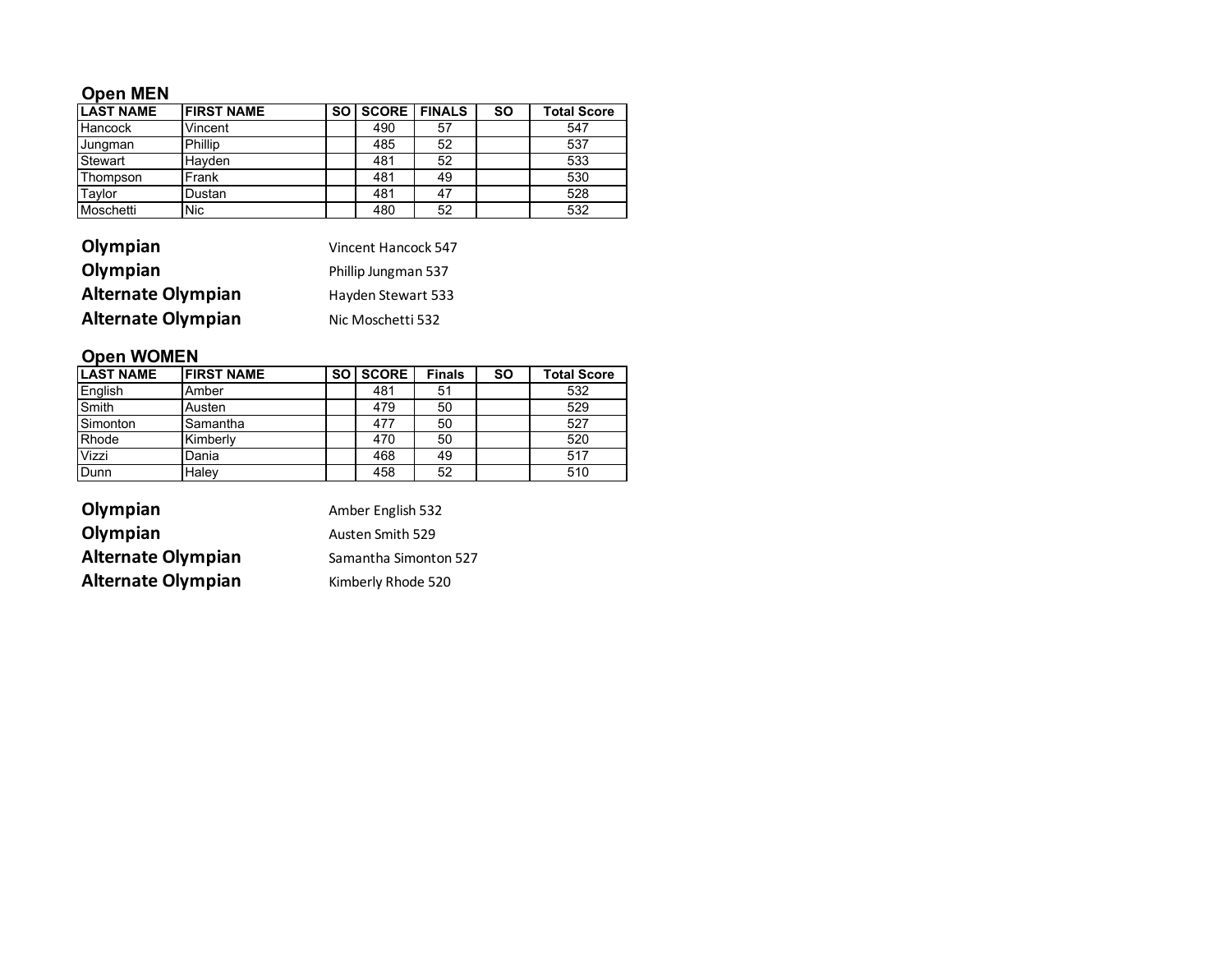## Open MEN

| LAST NAME | FIRST NAME | SO | SCORE | FINALS | SO | Total Score |
|---|---|---|---|---|---|---|
| Hancock | Vincent | | 490 | 57 | | 547 |
| Jungman | Phillip | | 485 | 52 | | 537 |
| Stewart | Hayden | | 481 | 52 | | 533 |
| Thompson | Frank | | 481 | 49 | | 530 |
| Taylor | Dustan | | 481 | 47 | | 528 |
| Moschetti | Nic | | 480 | 52 | | 532 |

**Olympian** Vincent Hancock 547

**Olympian** Phillip Jungman 537

**Alternate Olympian** Hayden Stewart 533

**Alternate Olympian** Nic Moschetti 532

## Open WOMEN

| LAST NAME | FIRST NAME | SO | SCORE | Finals | SO | Total Score |
|---|---|---|---|---|---|---|
| English | Amber | | 481 | 51 | | 532 |
| Smith | Austen | | 479 | 50 | | 529 |
| Simonton | Samantha | | 477 | 50 | | 527 |
| Rhode | Kimberly | | 470 | 50 | | 520 |
| Vizzi | Dania | | 468 | 49 | | 517 |
| Dunn | Haley | | 458 | 52 | | 510 |

**Olympian** Amber English 532

**Olympian** Austen Smith 529

**Alternate Olympian** Samantha Simonton 527

**Alternate Olympian** Kimberly Rhode 520